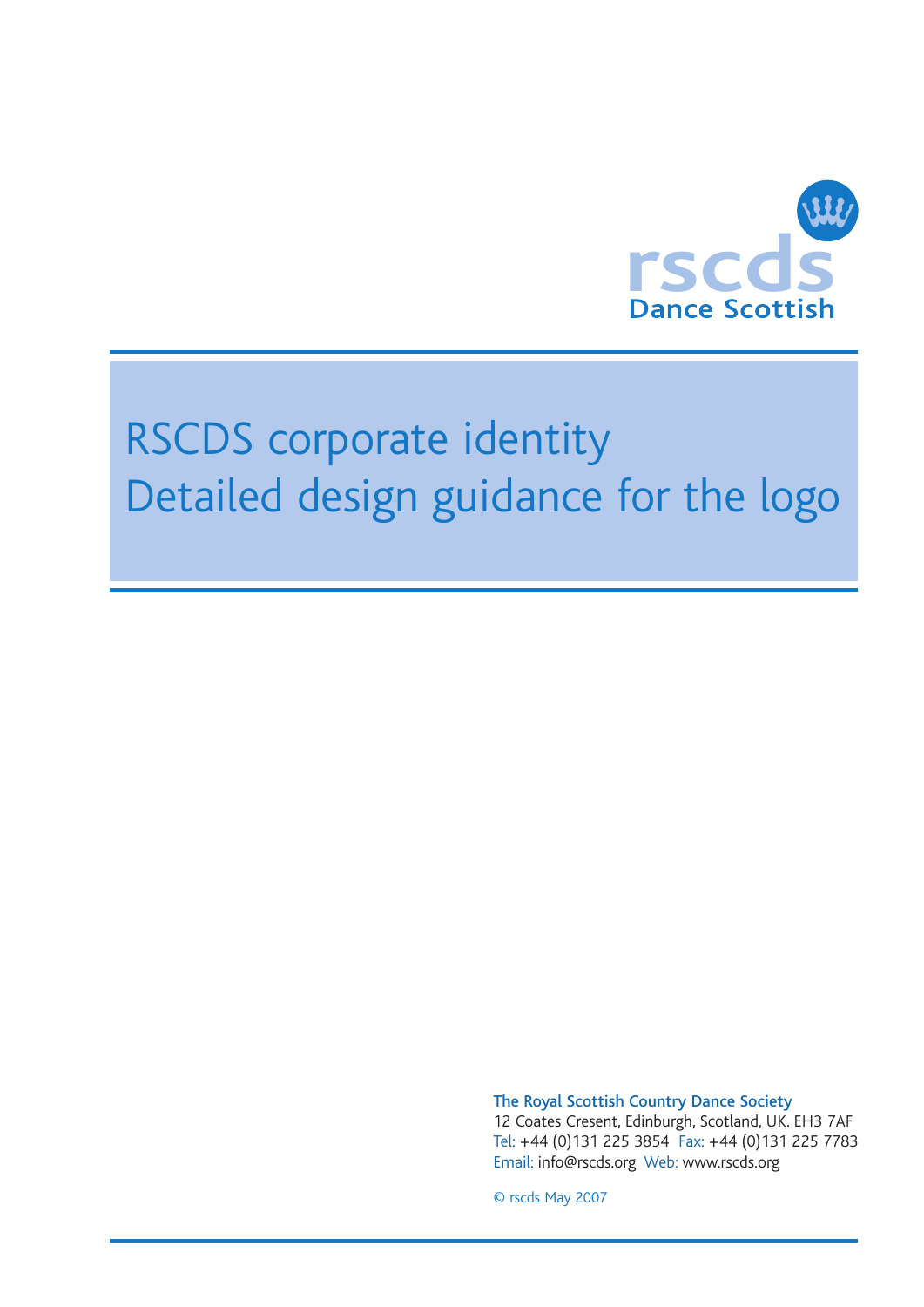rscds
Dance Scottish

# RSCDS corporate identity
# Detailed design guidance for the logo

**The Royal Scottish Country Dance Society**
12 Coates Cresent, Edinburgh, Scotland, UK. EH3 7AF
Tel: +44 (0)131 225 3854 Fax: +44 (0)131 225 7783
Email: info@rscds.org Web: www.rscds.org

© rscds May 2007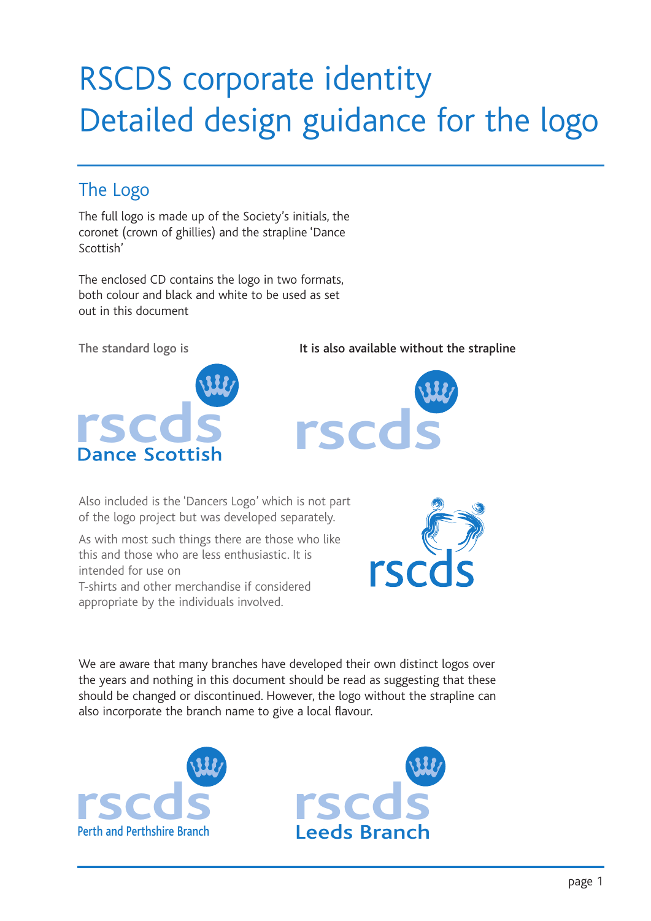# RSCDS corporate identity
# Detailed design guidance for the logo

## The Logo

The full logo is made up of the Society's initials, the coronet (crown of ghillies) and the strapline 'Dance Scottish'

The enclosed CD contains the logo in two formats, both colour and black and white to be used as set out in this document

**The standard logo is**

rscds
Dance Scottish

**It is also available without the strapline**

rscds

Also included is the 'Dancers Logo' which is not part of the logo project but was developed separately.

As with most such things there are those who like this and those who are less enthusiastic. It is intended for use on T-shirts and other merchandise if considered appropriate by the individuals involved.

rscds

We are aware that many branches have developed their own distinct logos over the years and nothing in this document should be read as suggesting that these should be changed or discontinued. However, the logo without the strapline can also incorporate the branch name to give a local flavour.

rscds
Perth and Perthshire Branch

rscds
Leeds Branch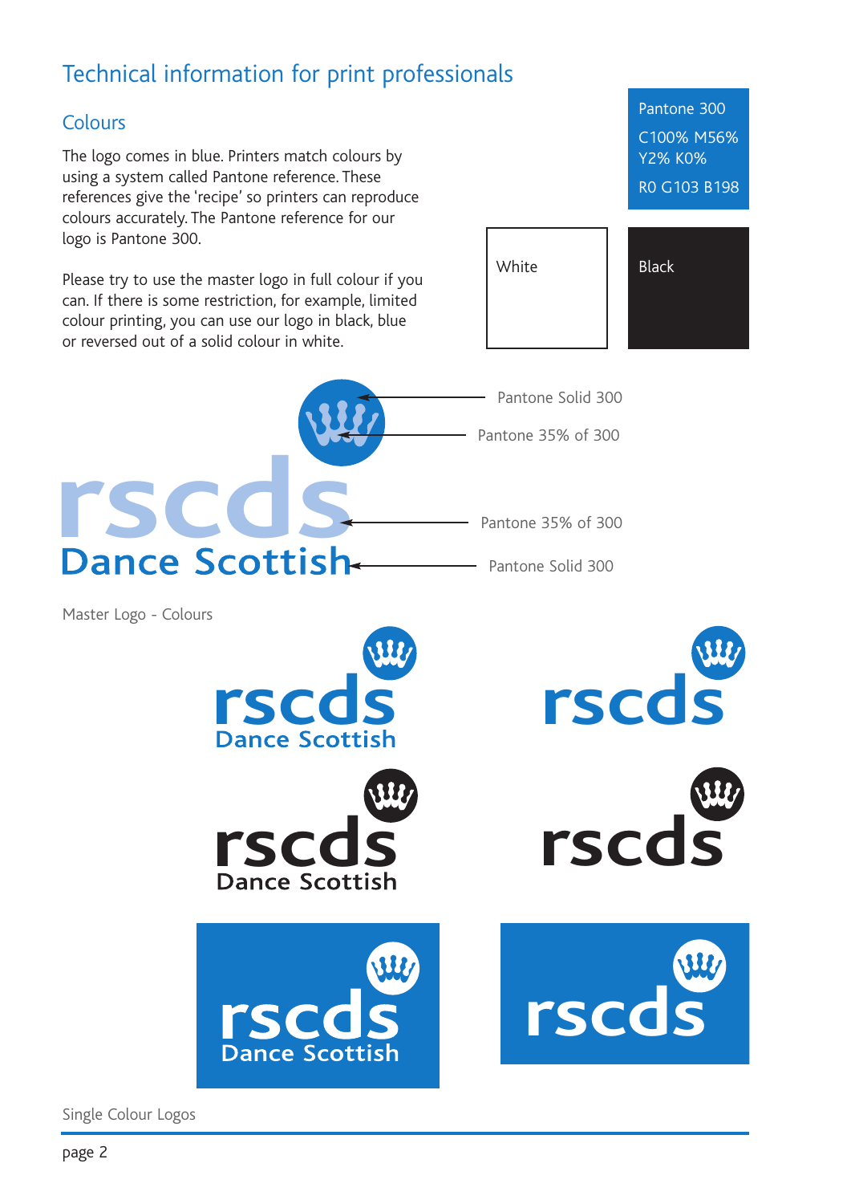# Technical information for print professionals

## Colours

The logo comes in blue. Printers match colours by using a system called Pantone reference. These references give the 'recipe' so printers can reproduce colours accurately. The Pantone reference for our logo is Pantone 300.

Please try to use the master logo in full colour if you can. If there is some restriction, for example, limited colour printing, you can use our logo in black, blue or reversed out of a solid colour in white.

Pantone 300

C100% M56% Y2% K0%

R0 G103 B198

White

Black

Pantone Solid 300

Pantone 35% of 300

Pantone 35% of 300

Pantone Solid 300

Master Logo - Colours

Single Colour Logos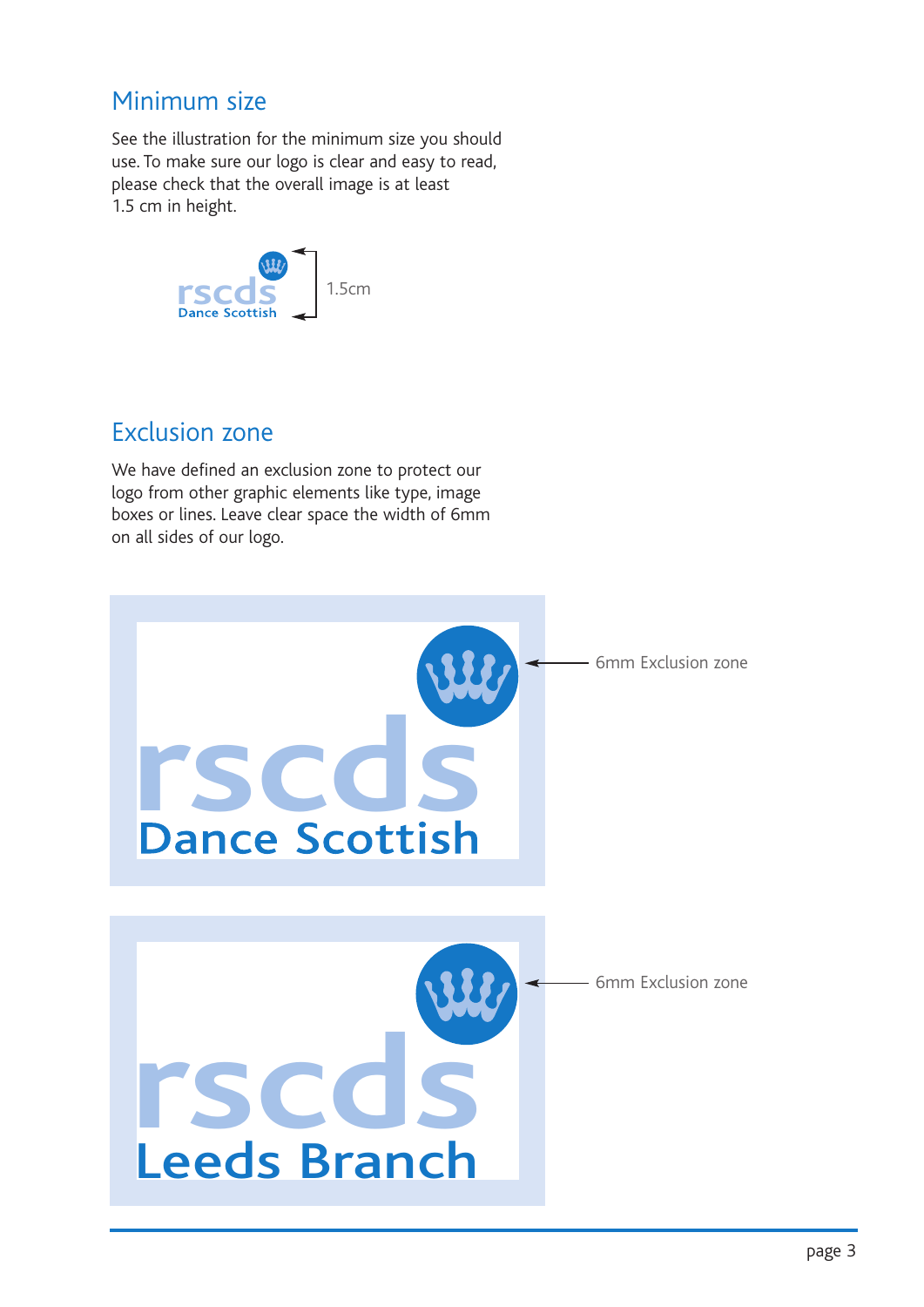## Minimum size

See the illustration for the minimum size you should use. To make sure our logo is clear and easy to read, please check that the overall image is at least 1.5 cm in height.

rscds
Dance Scottish

1.5cm

## Exclusion zone

We have defined an exclusion zone to protect our logo from other graphic elements like type, image boxes or lines. Leave clear space the width of 6mm on all sides of our logo.

rscds
Dance Scottish

6mm Exclusion zone

rscds
Leeds Branch

6mm Exclusion zone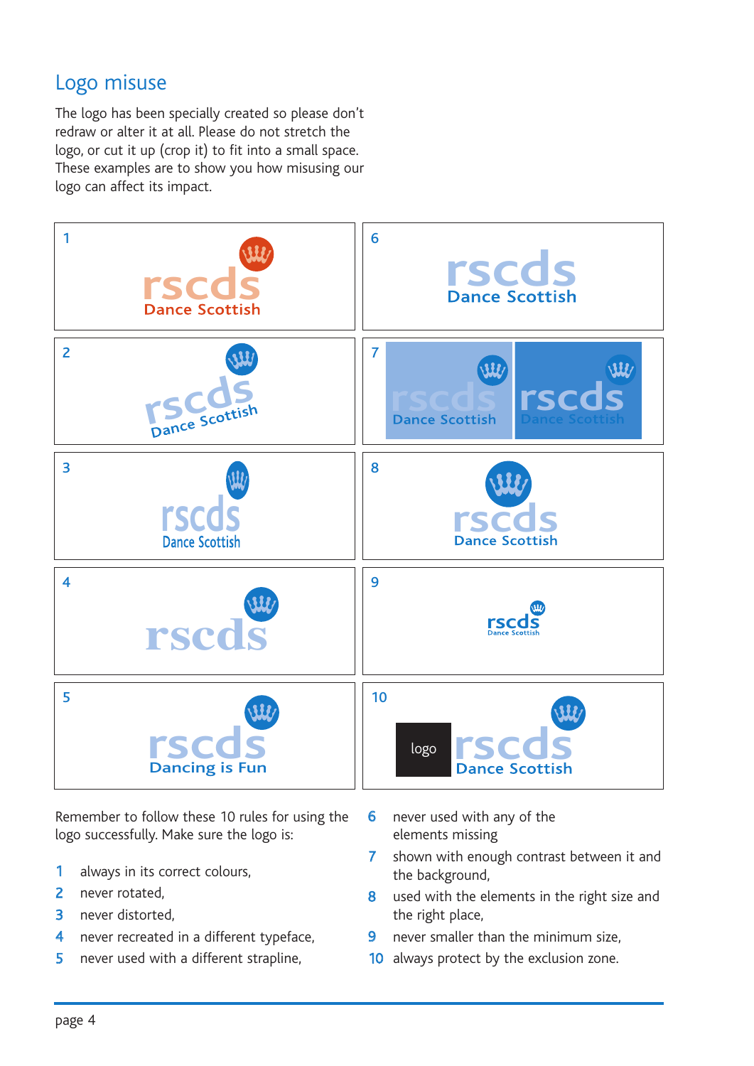## Logo misuse

The logo has been specially created so please don't redraw or alter it at all. Please do not stretch the logo, or cut it up (crop it) to fit into a small space. These examples are to show you how misusing our logo can affect its impact.

1 rscds Dance Scottish

2 rscds Dance Scottish

3 rscds Dance Scottish

4 rscds

5 rscds Dancing is Fun

6 rscds Dance Scottish

7 rscds Dance Scottish rscds Dance Scottish

8 rscds Dance Scottish

9 rscds Dance Scottish

10 logo rscds Dance Scottish

Remember to follow these 10 rules for using the logo successfully. Make sure the logo is:

1. always in its correct colours,
2. never rotated,
3. never distorted,
4. never recreated in a different typeface,
5. never used with a different strapline,
6. never used with any of the elements missing
7. shown with enough contrast between it and the background,
8. used with the elements in the right size and the right place,
9. never smaller than the minimum size,
10. always protect by the exclusion zone.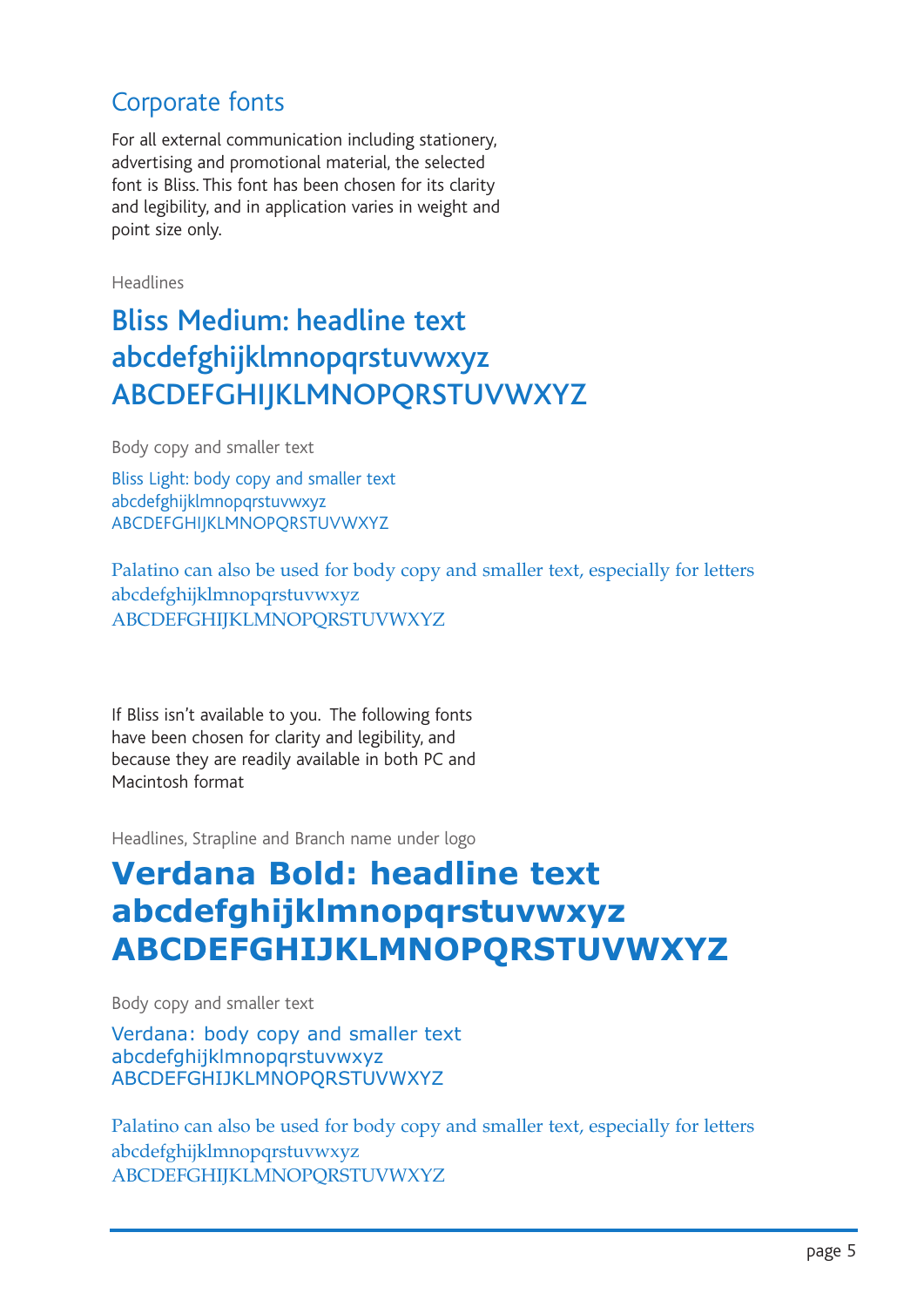## Corporate fonts

For all external communication including stationery, advertising and promotional material, the selected font is Bliss. This font has been chosen for its clarity and legibility, and in application varies in weight and point size only.

Headlines

### Bliss Medium: headline text
### abcdefghijklmnopqrstuvwxyz
### ABCDEFGHIJKLMNOPQRSTUVWXYZ

Body copy and smaller text

Bliss Light: body copy and smaller text
abcdefghijklmnopqrstuvwxyz
ABCDEFGHIJKLMNOPQRSTUVWXYZ

Palatino can also be used for body copy and smaller text, especially for letters
abcdefghijklmnopqrstuvwxyz
ABCDEFGHIJKLMNOPQRSTUVWXYZ

If Bliss isn't available to you. The following fonts have been chosen for clarity and legibility, and because they are readily available in both PC and Macintosh format

Headlines, Strapline and Branch name under logo

### **Verdana Bold: headline text**
### **abcdefghijklmnopqrstuvwxyz**
### **ABCDEFGHIJKLMNOPQRSTUVWXYZ**

Body copy and smaller text

Verdana: body copy and smaller text
abcdefghijklmnopqrstuvwxyz
ABCDEFGHIJKLMNOPQRSTUVWXYZ

Palatino can also be used for body copy and smaller text, especially for letters
abcdefghijklmnopqrstuvwxyz
ABCDEFGHIJKLMNOPQRSTUVWXYZ